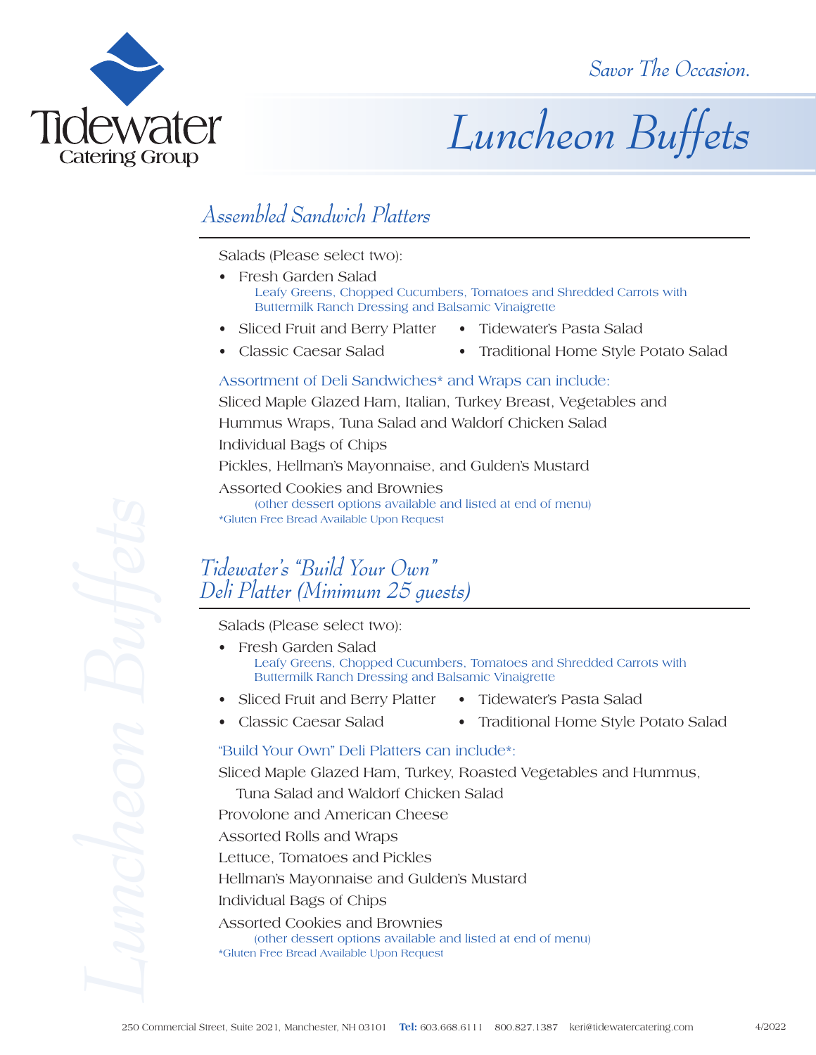Tidewater Catering Group

*Savor The Occasion.*

# Luncheon Buffets

## Assembled Sandwich Platters

Salads (Please select two):

- Fresh Garden Salad
  Leafy Greens, Chopped Cucumbers, Tomatoes and Shredded Carrots with Buttermilk Ranch Dressing and Balsamic Vinaigrette
- Sliced Fruit and Berry Platter
- Classic Caesar Salad
- Tidewater's Pasta Salad
- Traditional Home Style Potato Salad

Assortment of Deli Sandwiches* and Wraps can include:

Sliced Maple Glazed Ham, Italian, Turkey Breast, Vegetables and Hummus Wraps, Tuna Salad and Waldorf Chicken Salad

Individual Bags of Chips

Pickles, Hellman's Mayonnaise, and Gulden's Mustard

Assorted Cookies and Brownies
(other dessert options available and listed at end of menu)

*Gluten Free Bread Available Upon Request

## Tidewater's "Build Your Own" Deli Platter (Minimum 25 guests)

Salads (Please select two):

- Fresh Garden Salad
  Leafy Greens, Chopped Cucumbers, Tomatoes and Shredded Carrots with Buttermilk Ranch Dressing and Balsamic Vinaigrette
- Sliced Fruit and Berry Platter
- Classic Caesar Salad
- Tidewater's Pasta Salad
- Traditional Home Style Potato Salad

"Build Your Own" Deli Platters can include*:

Sliced Maple Glazed Ham, Turkey, Roasted Vegetables and Hummus, Tuna Salad and Waldorf Chicken Salad

Provolone and American Cheese

Assorted Rolls and Wraps

Lettuce, Tomatoes and Pickles

Hellman's Mayonnaise and Gulden's Mustard

Individual Bags of Chips

Assorted Cookies and Brownies
(other dessert options available and listed at end of menu)

*Gluten Free Bread Available Upon Request

250 Commercial Street, Suite 2021, Manchester, NH 03101 **Tel:** 603.668.6111 800.827.1387 keri@tidewatercatering.com 4/2022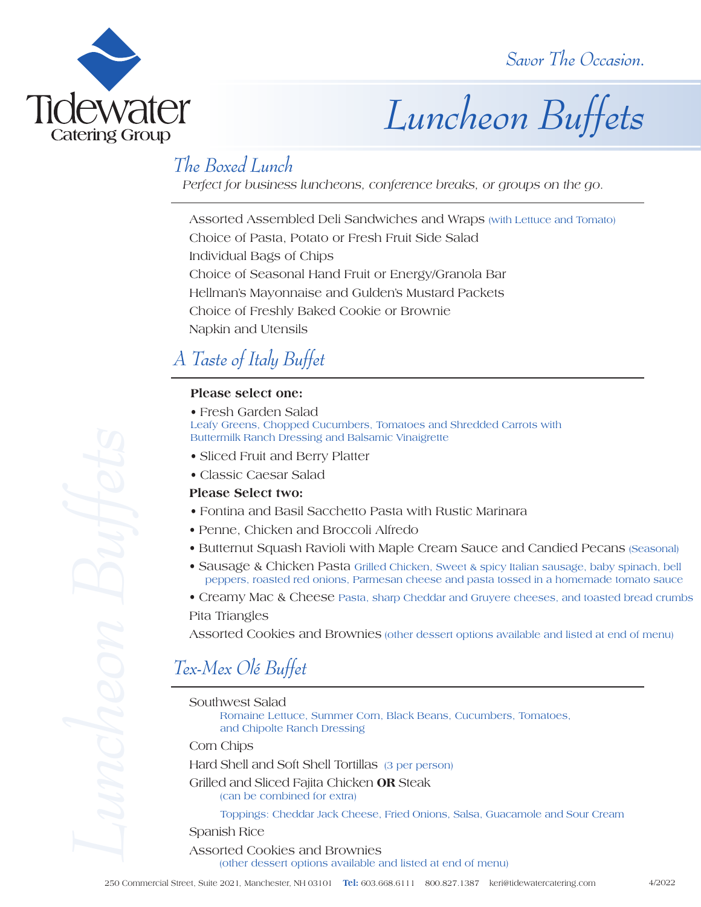Savor The Occasion.

# Luncheon Buffets

## The Boxed Lunch

*Perfect for business luncheons, conference breaks, or groups on the go.*

Assorted Assembled Deli Sandwiches and Wraps (with Lettuce and Tomato)
Choice of Pasta, Potato or Fresh Fruit Side Salad
Individual Bags of Chips
Choice of Seasonal Hand Fruit or Energy/Granola Bar
Hellman's Mayonnaise and Gulden's Mustard Packets
Choice of Freshly Baked Cookie or Brownie
Napkin and Utensils

## A Taste of Italy Buffet

**Please select one:**

- Fresh Garden Salad
  Leafy Greens, Chopped Cucumbers, Tomatoes and Shredded Carrots with Buttermilk Ranch Dressing and Balsamic Vinaigrette
- Sliced Fruit and Berry Platter
- Classic Caesar Salad

**Please Select two:**

- Fontina and Basil Sacchetto Pasta with Rustic Marinara
- Penne, Chicken and Broccoli Alfredo
- Butternut Squash Ravioli with Maple Cream Sauce and Candied Pecans (Seasonal)
- Sausage & Chicken Pasta Grilled Chicken, Sweet & spicy Italian sausage, baby spinach, bell peppers, roasted red onions, Parmesan cheese and pasta tossed in a homemade tomato sauce
- Creamy Mac & Cheese Pasta, sharp Cheddar and Gruyere cheeses, and toasted bread crumbs

Pita Triangles

Assorted Cookies and Brownies (other dessert options available and listed at end of menu)

## Tex-Mex Olé Buffet

Southwest Salad
Romaine Lettuce, Summer Corn, Black Beans, Cucumbers, Tomatoes, and Chipolte Ranch Dressing

Corn Chips

Hard Shell and Soft Shell Tortillas (3 per person)

Grilled and Sliced Fajita Chicken **OR** Steak
(can be combined for extra)

Toppings: Cheddar Jack Cheese, Fried Onions, Salsa, Guacamole and Sour Cream

Spanish Rice

Assorted Cookies and Brownies
(other dessert options available and listed at end of menu)

250 Commercial Street, Suite 2021, Manchester, NH 03101 **Tel:** 603.668.6111 800.827.1387 keri@tidewatercatering.com 4/2022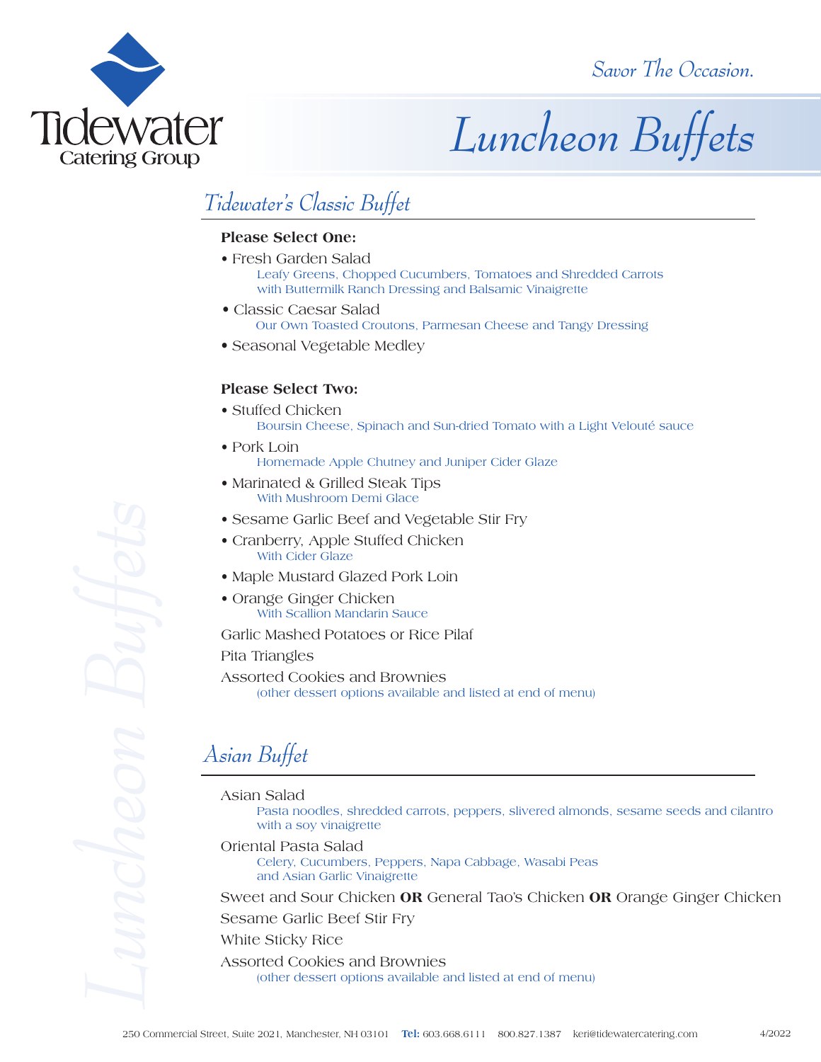Tidewater Catering Group

*Savor The Occasion.*

# *Luncheon Buffets*

## *Tidewater's Classic Buffet*

**Please Select One:**

- Fresh Garden Salad
  Leafy Greens, Chopped Cucumbers, Tomatoes and Shredded Carrots
  with Buttermilk Ranch Dressing and Balsamic Vinaigrette
- Classic Caesar Salad
  Our Own Toasted Croutons, Parmesan Cheese and Tangy Dressing
- Seasonal Vegetable Medley

**Please Select Two:**

- Stuffed Chicken
  Boursin Cheese, Spinach and Sun-dried Tomato with a Light Velouté sauce
- Pork Loin
  Homemade Apple Chutney and Juniper Cider Glaze
- Marinated & Grilled Steak Tips
  With Mushroom Demi Glace
- Sesame Garlic Beef and Vegetable Stir Fry
- Cranberry, Apple Stuffed Chicken
  With Cider Glaze
- Maple Mustard Glazed Pork Loin
- Orange Ginger Chicken
  With Scallion Mandarin Sauce

Garlic Mashed Potatoes or Rice Pilaf

Pita Triangles

Assorted Cookies and Brownies
(other dessert options available and listed at end of menu)

## *Asian Buffet*

Asian Salad
Pasta noodles, shredded carrots, peppers, slivered almonds, sesame seeds and cilantro with a soy vinaigrette

Oriental Pasta Salad
Celery, Cucumbers, Peppers, Napa Cabbage, Wasabi Peas
and Asian Garlic Vinaigrette

Sweet and Sour Chicken **OR** General Tao's Chicken **OR** Orange Ginger Chicken

Sesame Garlic Beef Stir Fry

White Sticky Rice

Assorted Cookies and Brownies
(other dessert options available and listed at end of menu)

250 Commercial Street, Suite 2021, Manchester, NH 03101 **Tel:** 603.668.6111 800.827.1387 keri@tidewatercatering.com 4/2022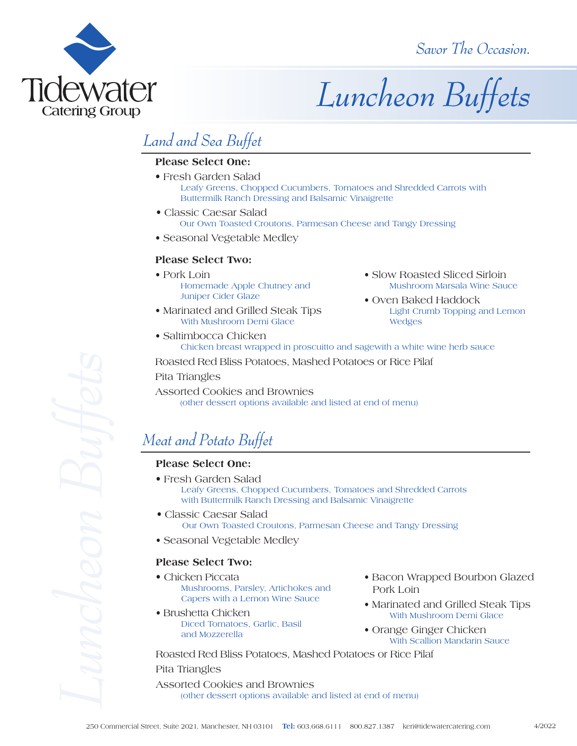Tidewater Catering Group

*Savor The Occasion.*

# Luncheon Buffets

## Land and Sea Buffet

**Please Select One:**

- Fresh Garden Salad
  Leafy Greens, Chopped Cucumbers, Tomatoes and Shredded Carrots with Buttermilk Ranch Dressing and Balsamic Vinaigrette
- Classic Caesar Salad
  Our Own Toasted Croutons, Parmesan Cheese and Tangy Dressing
- Seasonal Vegetable Medley

**Please Select Two:**

- Pork Loin
  Homemade Apple Chutney and Juniper Cider Glaze
- Marinated and Grilled Steak Tips
  With Mushroom Demi Glace
- Slow Roasted Sliced Sirloin
  Mushroom Marsala Wine Sauce
- Oven Baked Haddock
  Light Crumb Topping and Lemon Wedges
- Saltimbocca Chicken
  Chicken breast wrapped in proscuitto and sagewith a white wine herb sauce

Roasted Red Bliss Potatoes, Mashed Potatoes or Rice Pilaf

Pita Triangles

Assorted Cookies and Brownies
(other dessert options available and listed at end of menu)

## Meat and Potato Buffet

**Please Select One:**

- Fresh Garden Salad
  Leafy Greens, Chopped Cucumbers, Tomatoes and Shredded Carrots with Buttermilk Ranch Dressing and Balsamic Vinaigrette
- Classic Caesar Salad
  Our Own Toasted Croutons, Parmesan Cheese and Tangy Dressing
- Seasonal Vegetable Medley

**Please Select Two:**

- Chicken Piccata
  Mushrooms, Parsley, Artichokes and Capers with a Lemon Wine Sauce
- Brushetta Chicken
  Diced Tomatoes, Garlic, Basil and Mozzerella
- Bacon Wrapped Bourbon Glazed Pork Loin
- Marinated and Grilled Steak Tips
  With Mushroom Demi Glace
- Orange Ginger Chicken
  With Scallion Mandarin Sauce

Roasted Red Bliss Potatoes, Mashed Potatoes or Rice Pilaf

Pita Triangles

Assorted Cookies and Brownies
(other dessert options available and listed at end of menu)

250 Commercial Street, Suite 2021, Manchester, NH 03101 **Tel:** 603.668.6111 800.827.1387 keri@tidewatercatering.com 4/2022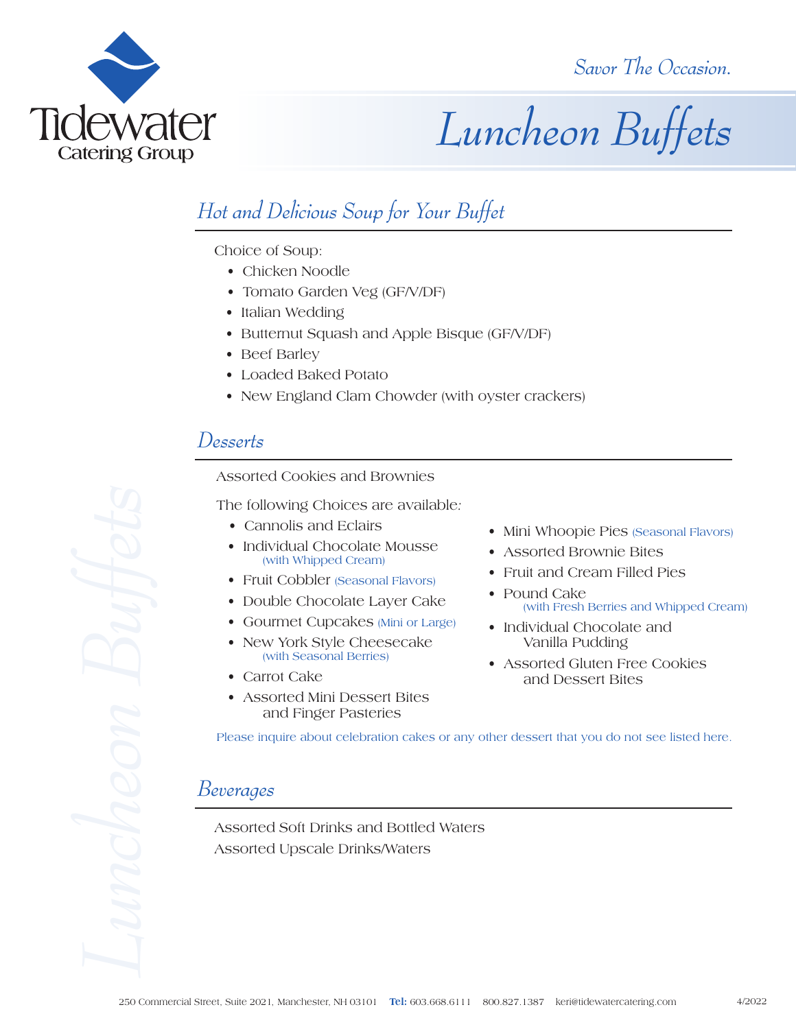Tidewater Catering Group

*Savor The Occasion.*

# Luncheon Buffets

## Hot and Delicious Soup for Your Buffet

Choice of Soup:

- Chicken Noodle
- Tomato Garden Veg (GF/V/DF)
- Italian Wedding
- Butternut Squash and Apple Bisque (GF/V/DF)
- Beef Barley
- Loaded Baked Potato
- New England Clam Chowder (with oyster crackers)

## Desserts

Assorted Cookies and Brownies

The following Choices are available:

- Cannolis and Eclairs
- Individual Chocolate Mousse (with Whipped Cream)
- Fruit Cobbler (Seasonal Flavors)
- Double Chocolate Layer Cake
- Gourmet Cupcakes (Mini or Large)
- New York Style Cheesecake (with Seasonal Berries)
- Carrot Cake
- Assorted Mini Dessert Bites and Finger Pasteries
- Mini Whoopie Pies (Seasonal Flavors)
- Assorted Brownie Bites
- Fruit and Cream Filled Pies
- Pound Cake (with Fresh Berries and Whipped Cream)
- Individual Chocolate and Vanilla Pudding
- Assorted Gluten Free Cookies and Dessert Bites

Please inquire about celebration cakes or any other dessert that you do not see listed here.

## Beverages

Assorted Soft Drinks and Bottled Waters

Assorted Upscale Drinks/Waters

250 Commercial Street, Suite 2021, Manchester, NH 03101 **Tel:** 603.668.6111 800.827.1387 keri@tidewatercatering.com 4/2022